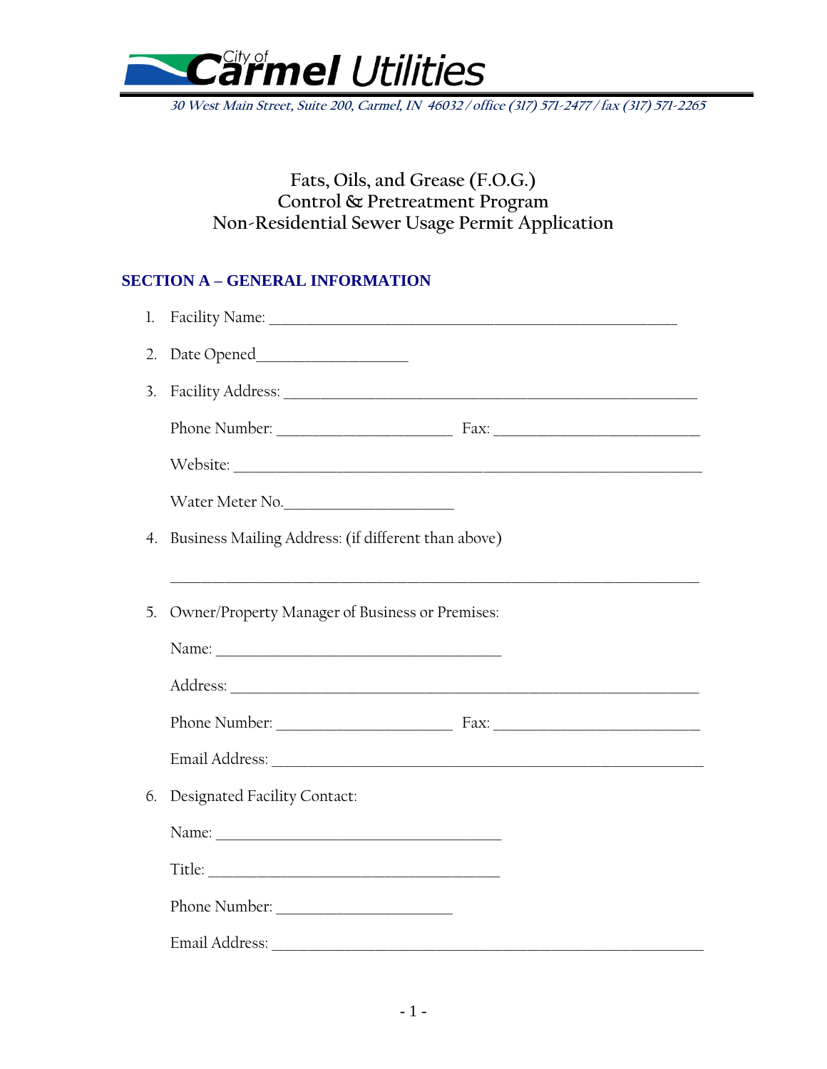City of **Carmel Utilities**

*30 West Main Street, Suite 200, Carmel, IN 46032 / office (317) 571-2477 / fax (317) 571-2265*

# Fats, Oils, and Grease (F.O.G.)
# Control & Pretreatment Program
# Non-Residential Sewer Usage Permit Application

## SECTION A – GENERAL INFORMATION

1. Facility Name: ____________________________________________

2. Date Opened__________________

3. Facility Address: ____________________________________________

   Phone Number: ____________________ Fax: ______________________

   Website: ____________________________________________

   Water Meter No.___________________

4. Business Mailing Address: (if different than above)

   ____________________________________________

5. Owner/Property Manager of Business or Premises:

   Name: ______________________________

   Address: ____________________________________________

   Phone Number: ____________________ Fax: ______________________

   Email Address: ____________________________________________

6. Designated Facility Contact:

   Name: ______________________________

   Title: ______________________________

   Phone Number: ____________________

   Email Address: ____________________________________________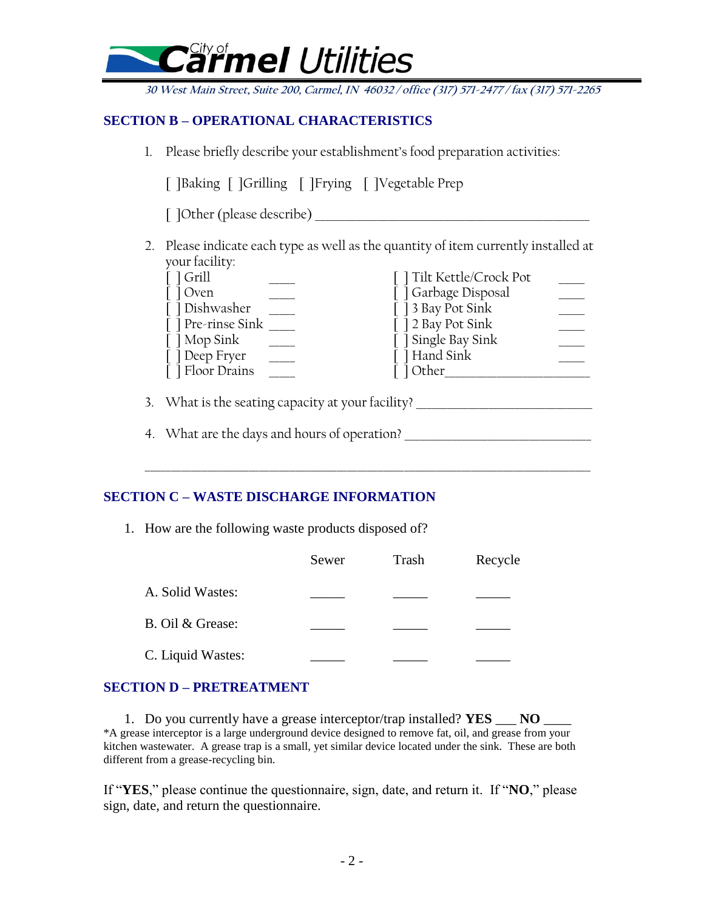Section B – Operational Characteristics

## SECTION B – OPERATIONAL CHARACTERISTICS

1. Please briefly describe your establishment's food preparation activities:

   [ ]Baking [ ]Grilling [ ]Frying [ ]Vegetable Prep

   [ ]Other (please describe) _______________________________________________

2. Please indicate each type as well as the quantity of item currently installed at your facility:

| | | | |
|---|---|---|---|
| [ ] Grill | ____ | [ ] Tilt Kettle/Crock Pot | ____ |
| [ ] Oven | ____ | [ ] Garbage Disposal | ____ |
| [ ] Dishwasher | ____ | [ ] 3 Bay Pot Sink | ____ |
| [ ] Pre-rinse Sink | ____ | [ ] 2 Bay Pot Sink | ____ |
| [ ] Mop Sink | ____ | [ ] Single Bay Sink | ____ |
| [ ] Deep Fryer | ____ | [ ] Hand Sink | ____ |
| [ ] Floor Drains | ____ | [ ] Other______________________ | |

3. What is the seating capacity at your facility? ______________________________

4. What are the days and hours of operation? ________________________________

   ______________________________________________________________________________

## SECTION C – WASTE DISCHARGE INFORMATION

1. How are the following waste products disposed of?

| | Sewer | Trash | Recycle |
|---|---|---|---|
| A. Solid Wastes: | _____ | _____ | _____ |
| B. Oil & Grease: | _____ | _____ | _____ |
| C. Liquid Wastes: | _____ | _____ | _____ |

## SECTION D – PRETREATMENT

1. Do you currently have a grease interceptor/trap installed? **YES** ___ **NO** ____

*A grease interceptor is a large underground device designed to remove fat, oil, and grease from your kitchen wastewater. A grease trap is a small, yet similar device located under the sink. These are both different from a grease-recycling bin.

If "**YES**," please continue the questionnaire, sign, date, and return it. If "**NO**," please sign, date, and return the questionnaire.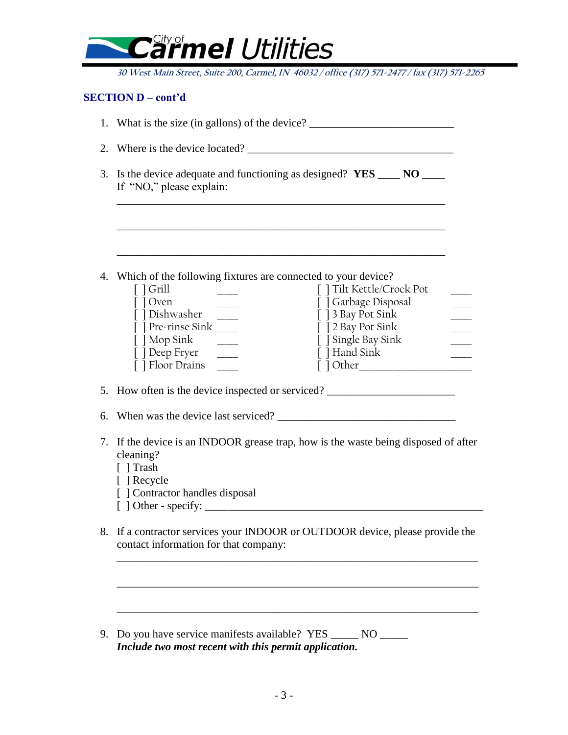City of Carmel Utilities

*30 West Main Street, Suite 200, Carmel, IN 46032 / office (317) 571-2477 / fax (317) 571-2265*

## SECTION D – cont'd

1. What is the size (in gallons) of the device? ___________________________

2. Where is the device located? ______________________________________

3. Is the device adequate and functioning as designed? **YES** ____ **NO** ____
   If "NO," please explain:

   ______________________________________________________________

   ______________________________________________________________

   ______________________________________________________________

4. Which of the following fixtures are connected to your device?

   | | | | |
   |---|---|---|---|
   | [ ] Grill | ____ | [ ] Tilt Kettle/Crock Pot | ____ |
   | [ ] Oven | ____ | [ ] Garbage Disposal | ____ |
   | [ ] Dishwasher | ____ | [ ] 3 Bay Pot Sink | ____ |
   | [ ] Pre-rinse Sink | ____ | [ ] 2 Bay Pot Sink | ____ |
   | [ ] Mop Sink | ____ | [ ] Single Bay Sink | ____ |
   | [ ] Deep Fryer | ____ | [ ] Hand Sink | ____ |
   | [ ] Floor Drains | ____ | [ ] Other____________________ | |

5. How often is the device inspected or serviced? ________________________

6. When was the device last serviced? _________________________________

7. If the device is an INDOOR grease trap, how is the waste being disposed of after cleaning?
   [ ] Trash
   [ ] Recycle
   [ ] Contractor handles disposal
   [ ] Other - specify: ____________________________________________________

8. If a contractor services your INDOOR or OUTDOOR device, please provide the contact information for that company:

   ____________________________________________________________________

   ____________________________________________________________________

   ____________________________________________________________________

9. Do you have service manifests available? YES _____ NO _____
   ***Include two most recent with this permit application.***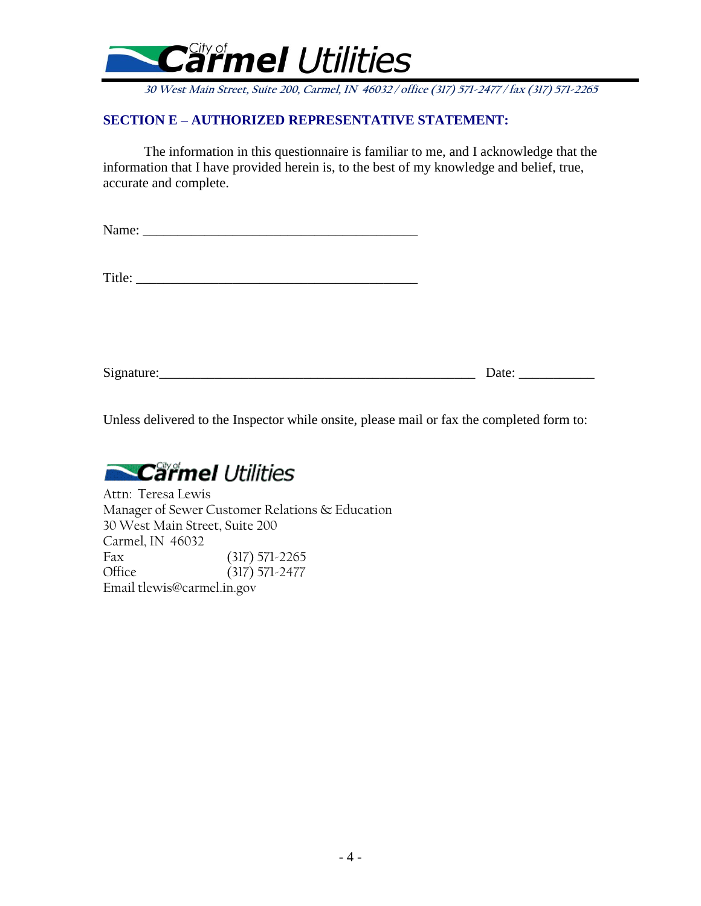City of Carmel Utilities

30 West Main Street, Suite 200, Carmel, IN 46032 / office (317) 571-2477 / fax (317) 571-2265

## SECTION E – AUTHORIZED REPRESENTATIVE STATEMENT:

The information in this questionnaire is familiar to me, and I acknowledge that the information that I have provided herein is, to the best of my knowledge and belief, true, accurate and complete.

Name: ________________________________________

Title: _________________________________________

Signature:_______________________________________________ Date: ___________

Unless delivered to the Inspector while onsite, please mail or fax the completed form to:

City of Carmel Utilities

Attn: Teresa Lewis
Manager of Sewer Customer Relations & Education
30 West Main Street, Suite 200
Carmel, IN 46032
Fax (317) 571-2265
Office (317) 571-2477
Email tlewis@carmel.in.gov